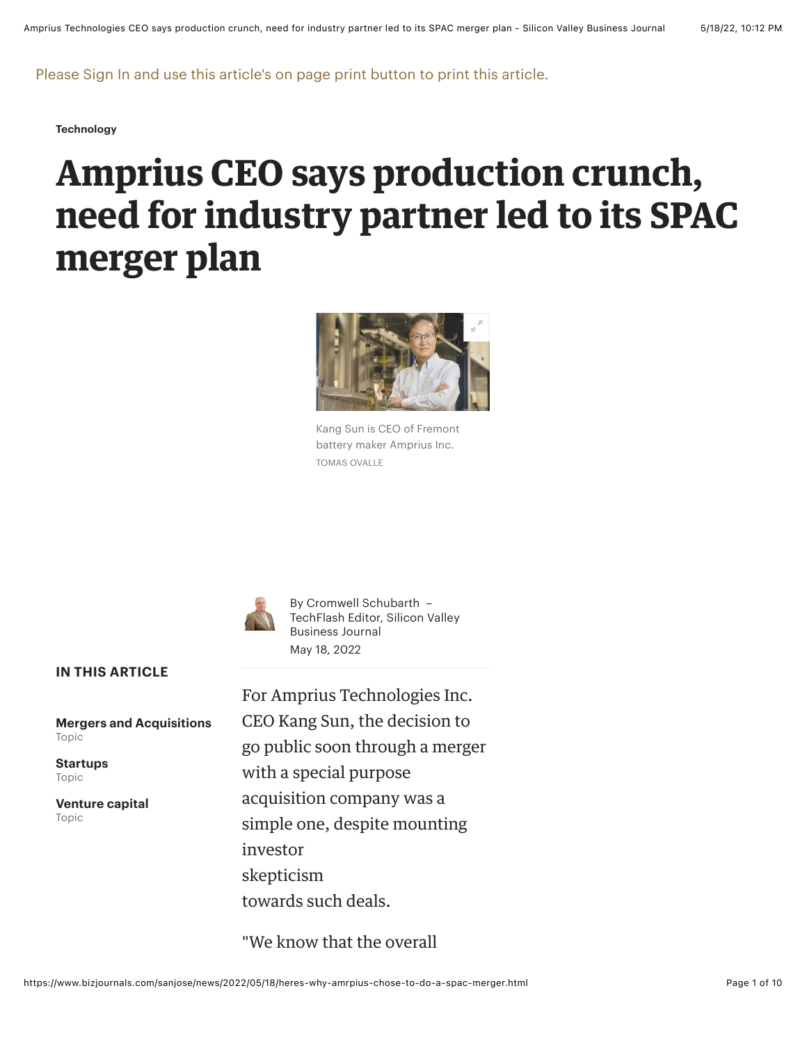Please Sign In and use this article's on page print button to print this article.

Technology

# Amprius CEO says production crunch, need for industry partner led to its SPAC merger plan

Kang Sun is CEO of Fremont battery maker Amprius Inc.
TOMAS OVALLE

By Cromwell Schubarth – TechFlash Editor, Silicon Valley Business Journal
May 18, 2022

**IN THIS ARTICLE**

**Mergers and Acquisitions**
Topic

**Startups**
Topic

**Venture capital**
Topic

For Amprius Technologies Inc. CEO Kang Sun, the decision to go public soon through a merger with a special purpose acquisition company was a simple one, despite mounting investor skepticism towards such deals.

"We know that the overall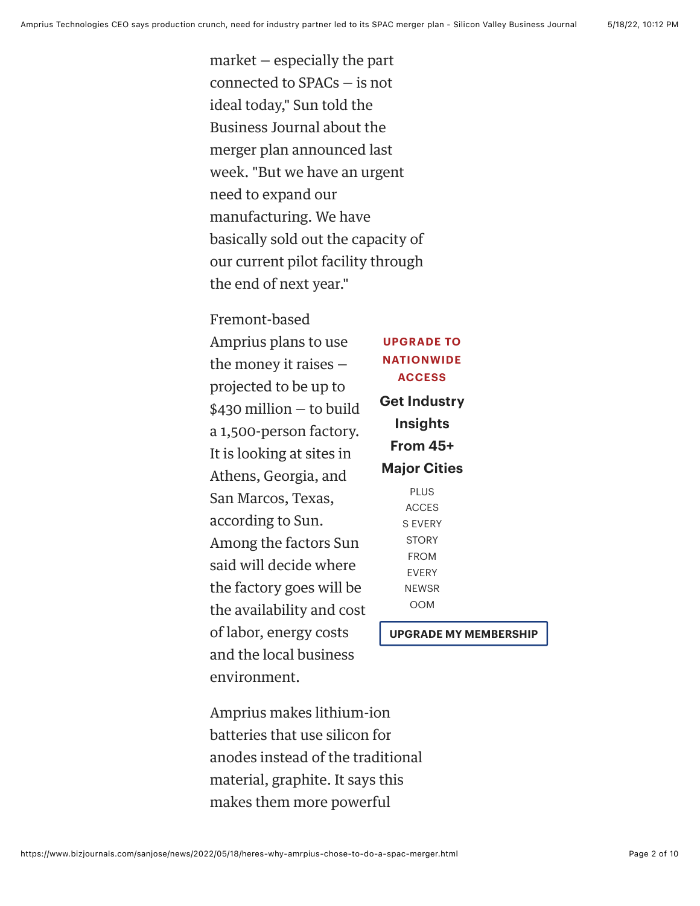market — especially the part connected to SPACs — is not ideal today," Sun told the Business Journal about the merger plan announced last week. "But we have an urgent need to expand our manufacturing. We have basically sold out the capacity of our current pilot facility through the end of next year."

Fremont-based Amprius plans to use the money it raises — projected to be up to $430 million — to build a 1,500-person factory. It is looking at sites in Athens, Georgia, and San Marcos, Texas, according to Sun. Among the factors Sun said will decide where the factory goes will be the availability and cost of labor, energy costs and the local business environment.

Amprius makes lithium-ion batteries that use silicon for anodes instead of the traditional material, graphite. It says this makes them more powerful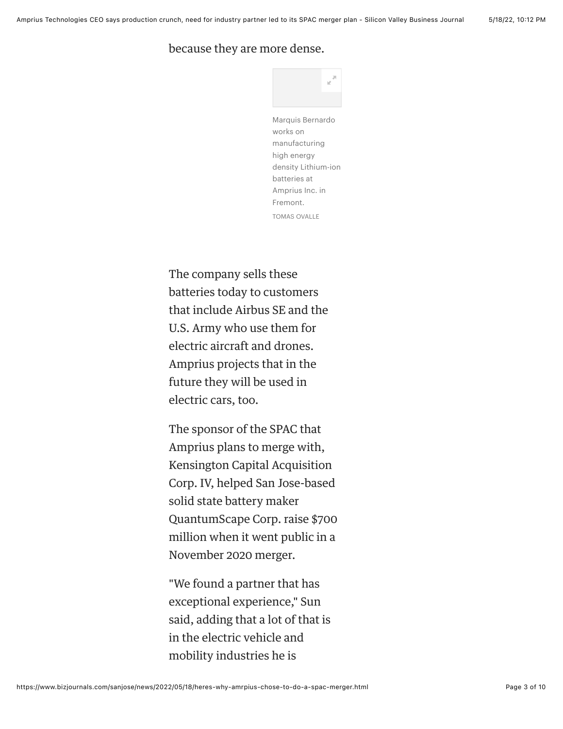because they are more dense.

Marquis Bernardo works on manufacturing high energy density Lithium-ion batteries at Amprius Inc. in Fremont.

TOMAS OVALLE

The company sells these batteries today to customers that include Airbus SE and the U.S. Army who use them for electric aircraft and drones. Amprius projects that in the future they will be used in electric cars, too.

The sponsor of the SPAC that Amprius plans to merge with, Kensington Capital Acquisition Corp. IV, helped San Jose-based solid state battery maker QuantumScape Corp. raise $700 million when it went public in a November 2020 merger.

"We found a partner that has exceptional experience," Sun said, adding that a lot of that is in the electric vehicle and mobility industries he is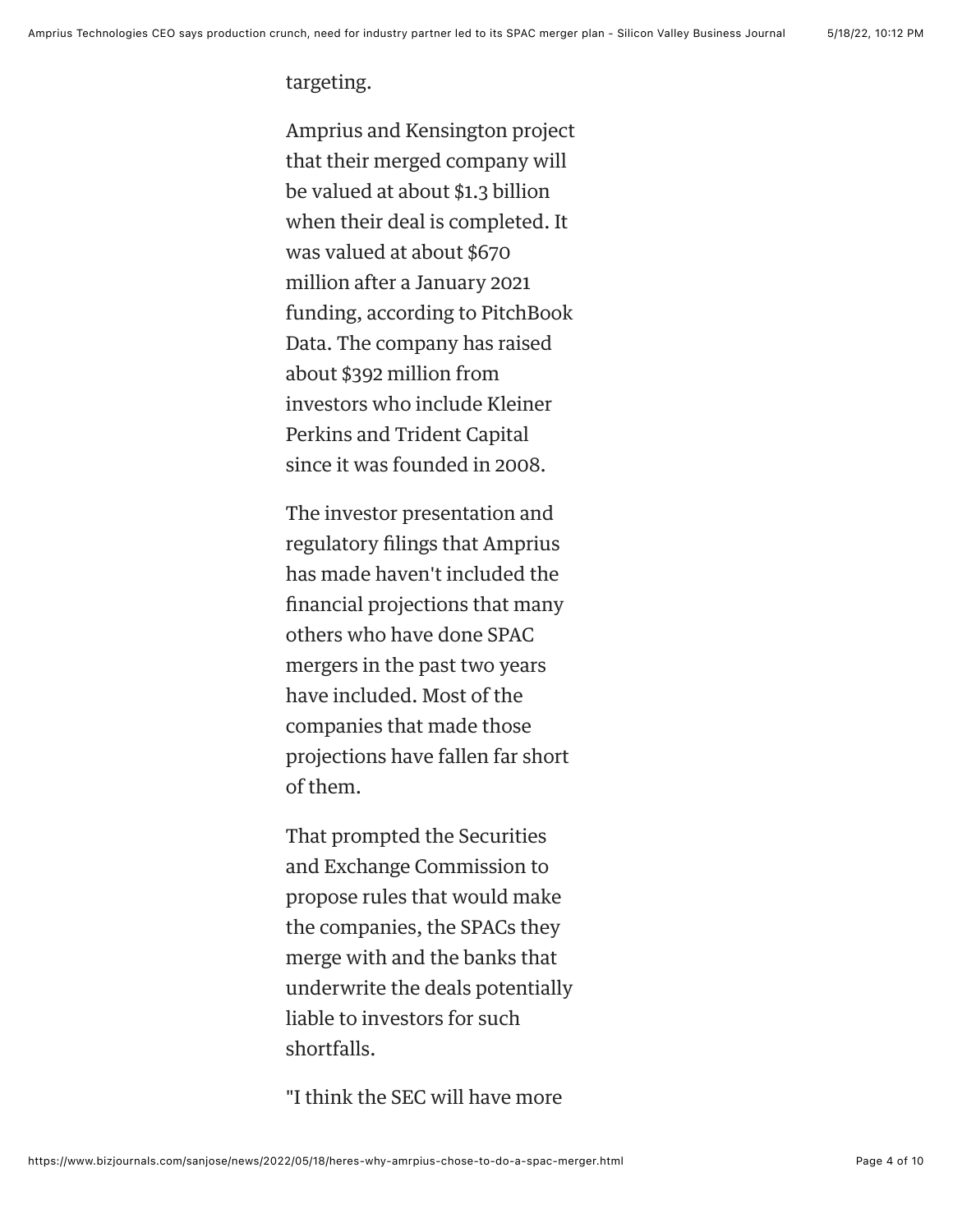targeting.

Amprius and Kensington project that their merged company will be valued at about $1.3 billion when their deal is completed. It was valued at about $670 million after a January 2021 funding, according to PitchBook Data. The company has raised about $392 million from investors who include Kleiner Perkins and Trident Capital since it was founded in 2008.

The investor presentation and regulatory filings that Amprius has made haven't included the financial projections that many others who have done SPAC mergers in the past two years have included. Most of the companies that made those projections have fallen far short of them.

That prompted the Securities and Exchange Commission to propose rules that would make the companies, the SPACs they merge with and the banks that underwrite the deals potentially liable to investors for such shortfalls.

"I think the SEC will have more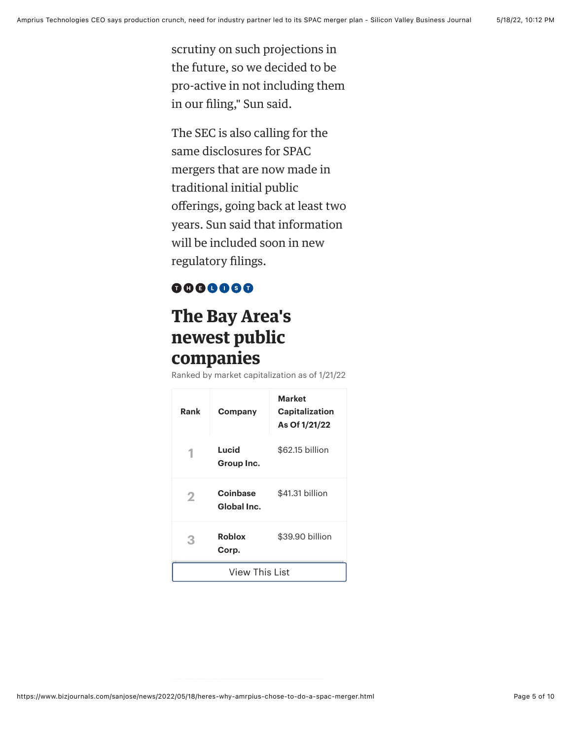scrutiny on such projections in the future, so we decided to be pro-active in not including them in our filing," Sun said.

The SEC is also calling for the same disclosures for SPAC mergers that are now made in traditional initial public offerings, going back at least two years. Sun said that information will be included soon in new regulatory filings.

THE LIST

## The Bay Area's newest public companies

Ranked by market capitalization as of 1/21/22

| Rank | Company | Market Capitalization As Of 1/21/22 |
| --- | --- | --- |
| 1 | Lucid Group Inc. | $62.15 billion |
| 2 | Coinbase Global Inc. | $41.31 billion |
| 3 | Roblox Corp. | $39.90 billion |

View This List